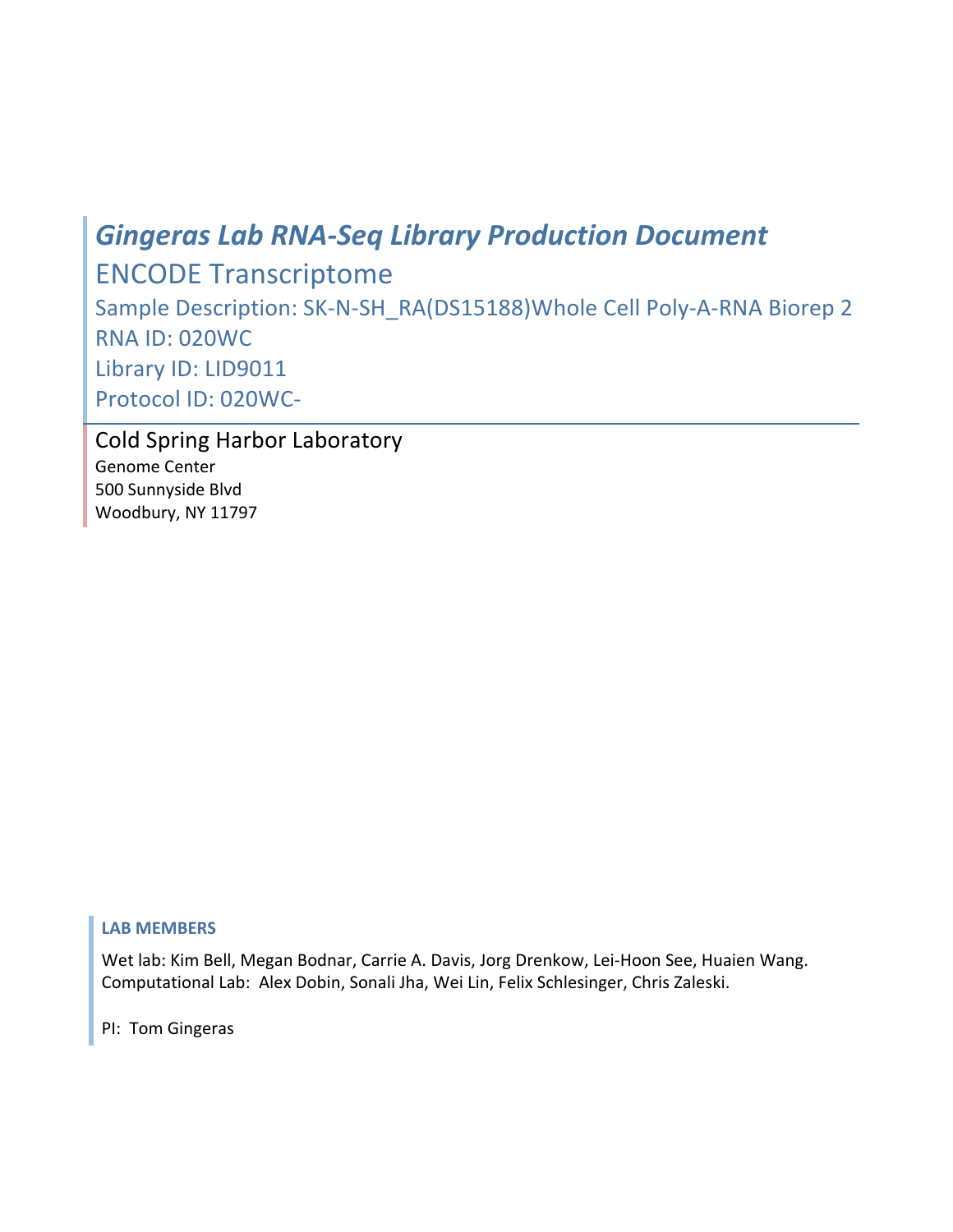# *Gingeras Lab RNA-Seq Library Production Document*

## ENCODE Transcriptome

Sample Description: SK-N-SH_RA(DS15188)Whole Cell Poly-A-RNA Biorep 2

RNA ID: 020WC

Library ID: LID9011

Protocol ID: 020WC-

Cold Spring Harbor Laboratory

Genome Center
500 Sunnyside Blvd
Woodbury, NY 11797

**LAB MEMBERS**

Wet lab: Kim Bell, Megan Bodnar, Carrie A. Davis, Jorg Drenkow, Lei-Hoon See, Huaien Wang.
Computational Lab: Alex Dobin, Sonali Jha, Wei Lin, Felix Schlesinger, Chris Zaleski.

PI: Tom Gingeras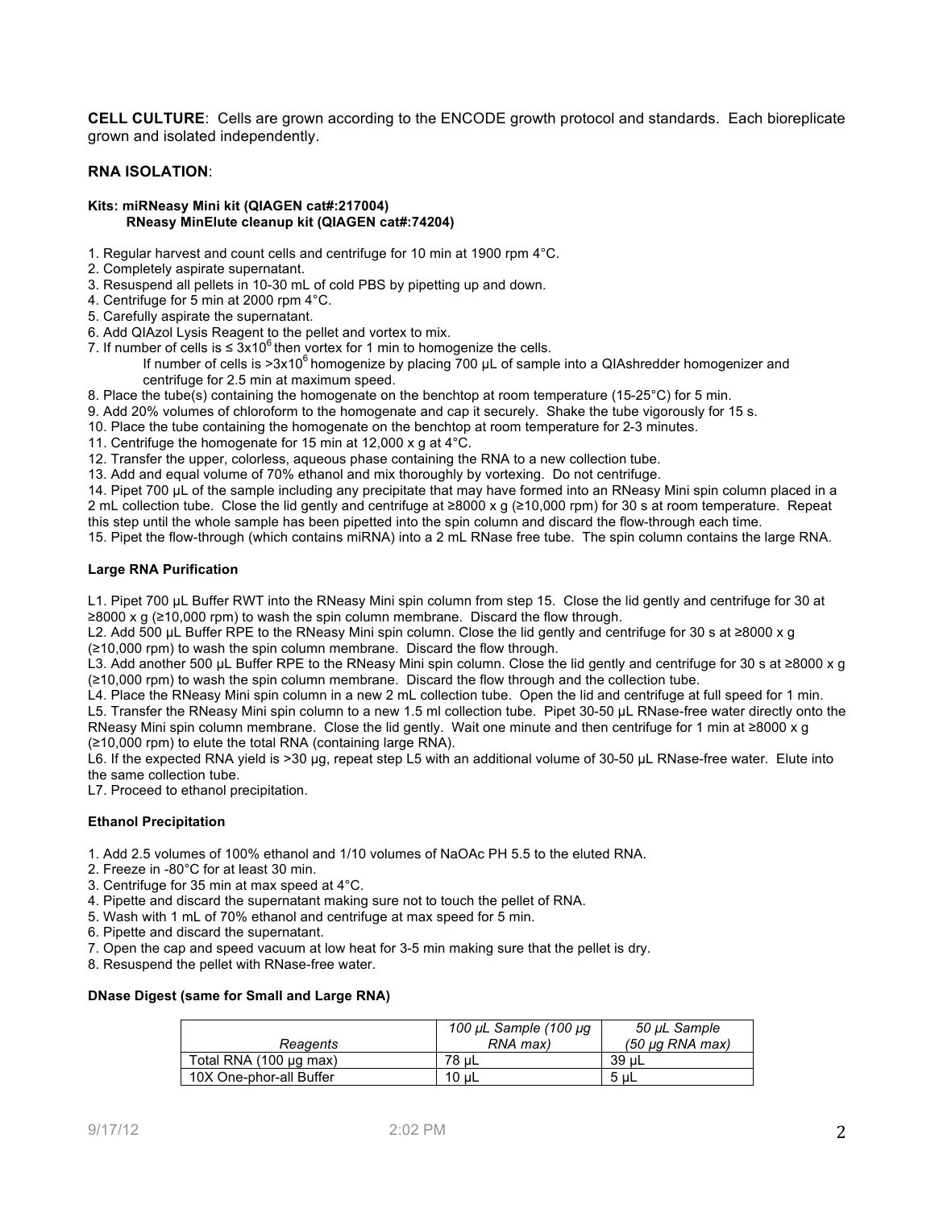**CELL CULTURE**: Cells are grown according to the ENCODE growth protocol and standards. Each bioreplicate grown and isolated independently.

## RNA ISOLATION:

**Kits: miRNeasy Mini kit (QIAGEN cat#:217004)**
**RNeasy MinElute cleanup kit (QIAGEN cat#:74204)**

1. Regular harvest and count cells and centrifuge for 10 min at 1900 rpm 4°C.
2. Completely aspirate supernatant.
3. Resuspend all pellets in 10-30 mL of cold PBS by pipetting up and down.
4. Centrifuge for 5 min at 2000 rpm 4°C.
5. Carefully aspirate the supernatant.
6. Add QIAzol Lysis Reagent to the pellet and vortex to mix.
7. If number of cells is ≤ $3x10^6$ then vortex for 1 min to homogenize the cells.
   If number of cells is $>3x10^6$ homogenize by placing 700 µL of sample into a QIAshredder homogenizer and centrifuge for 2.5 min at maximum speed.
8. Place the tube(s) containing the homogenate on the benchtop at room temperature (15-25°C) for 5 min.
9. Add 20% volumes of chloroform to the homogenate and cap it securely. Shake the tube vigorously for 15 s.
10. Place the tube containing the homogenate on the benchtop at room temperature for 2-3 minutes.
11. Centrifuge the homogenate for 15 min at 12,000 x g at 4°C.
12. Transfer the upper, colorless, aqueous phase containing the RNA to a new collection tube.
13. Add and equal volume of 70% ethanol and mix thoroughly by vortexing. Do not centrifuge.
14. Pipet 700 µL of the sample including any precipitate that may have formed into an RNeasy Mini spin column placed in a 2 mL collection tube. Close the lid gently and centrifuge at ≥8000 x g (≥10,000 rpm) for 30 s at room temperature. Repeat this step until the whole sample has been pipetted into the spin column and discard the flow-through each time.
15. Pipet the flow-through (which contains miRNA) into a 2 mL RNase free tube. The spin column contains the large RNA.

### Large RNA Purification

L1. Pipet 700 µL Buffer RWT into the RNeasy Mini spin column from step 15. Close the lid gently and centrifuge for 30 at ≥8000 x g (≥10,000 rpm) to wash the spin column membrane. Discard the flow through.
L2. Add 500 µL Buffer RPE to the RNeasy Mini spin column. Close the lid gently and centrifuge for 30 s at ≥8000 x g (≥10,000 rpm) to wash the spin column membrane. Discard the flow through.
L3. Add another 500 µL Buffer RPE to the RNeasy Mini spin column. Close the lid gently and centrifuge for 30 s at ≥8000 x g (≥10,000 rpm) to wash the spin column membrane. Discard the flow through and the collection tube.
L4. Place the RNeasy Mini spin column in a new 2 mL collection tube. Open the lid and centrifuge at full speed for 1 min.
L5. Transfer the RNeasy Mini spin column to a new 1.5 ml collection tube. Pipet 30-50 µL RNase-free water directly onto the RNeasy Mini spin column membrane. Close the lid gently. Wait one minute and then centrifuge for 1 min at ≥8000 x g (≥10,000 rpm) to elute the total RNA (containing large RNA).
L6. If the expected RNA yield is >30 µg, repeat step L5 with an additional volume of 30-50 µL RNase-free water. Elute into the same collection tube.
L7. Proceed to ethanol precipitation.

### Ethanol Precipitation

1. Add 2.5 volumes of 100% ethanol and 1/10 volumes of NaOAc PH 5.5 to the eluted RNA.
2. Freeze in -80°C for at least 30 min.
3. Centrifuge for 35 min at max speed at 4°C.
4. Pipette and discard the supernatant making sure not to touch the pellet of RNA.
5. Wash with 1 mL of 70% ethanol and centrifuge at max speed for 5 min.
6. Pipette and discard the supernatant.
7. Open the cap and speed vacuum at low heat for 3-5 min making sure that the pellet is dry.
8. Resuspend the pellet with RNase-free water.

### DNase Digest (same for Small and Large RNA)

| *Reagents* | *100 µL Sample (100 µg RNA max)* | *50 µL Sample (50 µg RNA max)* |
|---|---|---|
| Total RNA (100 µg max) | 78 µL | 39 µL |
| 10X One-phor-all Buffer | 10 µL | 5 µL |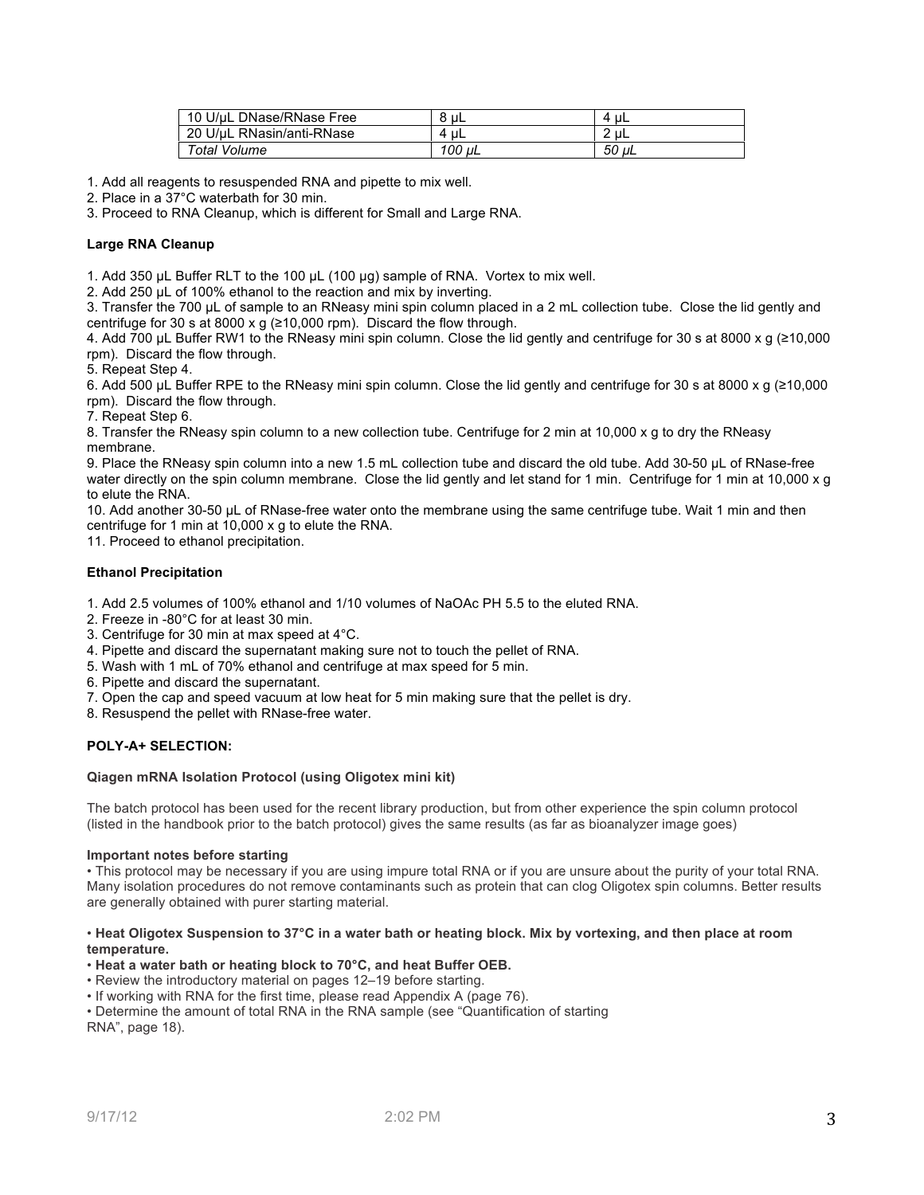| 10 U/µL DNase/RNase Free | 8 µL | 4 µL |
| --- | --- | --- |
| 20 U/µL RNasin/anti-RNase | 4 µL | 2 µL |
| *Total Volume* | *100 µL* | *50 µL* |

1. Add all reagents to resuspended RNA and pipette to mix well.
2. Place in a 37°C waterbath for 30 min.
3. Proceed to RNA Cleanup, which is different for Small and Large RNA.

**Large RNA Cleanup**

1. Add 350 µL Buffer RLT to the 100 µL (100 µg) sample of RNA. Vortex to mix well.
2. Add 250 µL of 100% ethanol to the reaction and mix by inverting.
3. Transfer the 700 µL of sample to an RNeasy mini spin column placed in a 2 mL collection tube. Close the lid gently and centrifuge for 30 s at 8000 x g (≥10,000 rpm). Discard the flow through.
4. Add 700 µL Buffer RW1 to the RNeasy mini spin column. Close the lid gently and centrifuge for 30 s at 8000 x g (≥10,000 rpm). Discard the flow through.
5. Repeat Step 4.
6. Add 500 µL Buffer RPE to the RNeasy mini spin column. Close the lid gently and centrifuge for 30 s at 8000 x g (≥10,000 rpm). Discard the flow through.
7. Repeat Step 6.
8. Transfer the RNeasy spin column to a new collection tube. Centrifuge for 2 min at 10,000 x g to dry the RNeasy membrane.
9. Place the RNeasy spin column into a new 1.5 mL collection tube and discard the old tube. Add 30-50 µL of RNase-free water directly on the spin column membrane. Close the lid gently and let stand for 1 min. Centrifuge for 1 min at 10,000 x g to elute the RNA.
10. Add another 30-50 µL of RNase-free water onto the membrane using the same centrifuge tube. Wait 1 min and then centrifuge for 1 min at 10,000 x g to elute the RNA.
11. Proceed to ethanol precipitation.

**Ethanol Precipitation**

1. Add 2.5 volumes of 100% ethanol and 1/10 volumes of NaOAc PH 5.5 to the eluted RNA.
2. Freeze in -80°C for at least 30 min.
3. Centrifuge for 30 min at max speed at 4°C.
4. Pipette and discard the supernatant making sure not to touch the pellet of RNA.
5. Wash with 1 mL of 70% ethanol and centrifuge at max speed for 5 min.
6. Pipette and discard the supernatant.
7. Open the cap and speed vacuum at low heat for 5 min making sure that the pellet is dry.
8. Resuspend the pellet with RNase-free water.

**POLY-A+ SELECTION:**

**Qiagen mRNA Isolation Protocol (using Oligotex mini kit)**

The batch protocol has been used for the recent library production, but from other experience the spin column protocol (listed in the handbook prior to the batch protocol) gives the same results (as far as bioanalyzer image goes)

**Important notes before starting**

• This protocol may be necessary if you are using impure total RNA or if you are unsure about the purity of your total RNA. Many isolation procedures do not remove contaminants such as protein that can clog Oligotex spin columns. Better results are generally obtained with purer starting material.

• **Heat Oligotex Suspension to 37°C in a water bath or heating block. Mix by vortexing, and then place at room temperature.**
• **Heat a water bath or heating block to 70°C, and heat Buffer OEB.**
• Review the introductory material on pages 12–19 before starting.
• If working with RNA for the first time, please read Appendix A (page 76).
• Determine the amount of total RNA in the RNA sample (see "Quantification of starting RNA", page 18).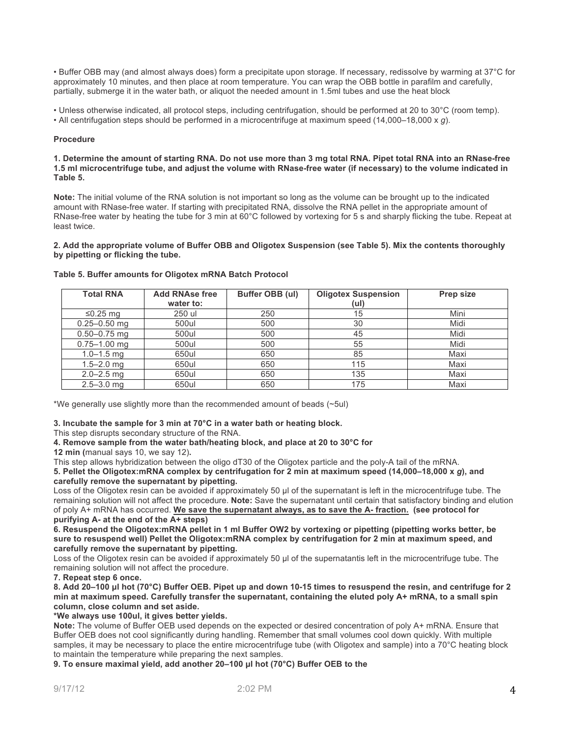• Buffer OBB may (and almost always does) form a precipitate upon storage. If necessary, redissolve by warming at 37°C for approximately 10 minutes, and then place at room temperature. You can wrap the OBB bottle in parafilm and carefully, partially, submerge it in the water bath, or aliquot the needed amount in 1.5ml tubes and use the heat block

• Unless otherwise indicated, all protocol steps, including centrifugation, should be performed at 20 to 30°C (room temp).
• All centrifugation steps should be performed in a microcentrifuge at maximum speed (14,000–18,000 x *g*).

**Procedure**

**1. Determine the amount of starting RNA. Do not use more than 3 mg total RNA. Pipet total RNA into an RNase-free 1.5 ml microcentrifuge tube, and adjust the volume with RNase-free water (if necessary) to the volume indicated in Table 5.**

**Note:** The initial volume of the RNA solution is not important so long as the volume can be brought up to the indicated amount with RNase-free water. If starting with precipitated RNA, dissolve the RNA pellet in the appropriate amount of RNase-free water by heating the tube for 3 min at 60°C followed by vortexing for 5 s and sharply flicking the tube. Repeat at least twice.

**2. Add the appropriate volume of Buffer OBB and Oligotex Suspension (see Table 5). Mix the contents thoroughly by pipetting or flicking the tube.**

**Table 5. Buffer amounts for Oligotex mRNA Batch Protocol**

| Total RNA | Add RNAse free water to: | Buffer OBB (ul) | Oligotex Suspension (ul) | Prep size |
|---|---|---|---|---|
| ≤0.25 mg | 250 ul | 250 | 15 | Mini |
| 0.25–0.50 mg | 500ul | 500 | 30 | Midi |
| 0.50–0.75 mg | 500ul | 500 | 45 | Midi |
| 0.75–1.00 mg | 500ul | 500 | 55 | Midi |
| 1.0–1.5 mg | 650ul | 650 | 85 | Maxi |
| 1.5–2.0 mg | 650ul | 650 | 115 | Maxi |
| 2.0–2.5 mg | 650ul | 650 | 135 | Maxi |
| 2.5–3.0 mg | 650ul | 650 | 175 | Maxi |

*We generally use slightly more than the recommended amount of beads (~5ul)

**3. Incubate the sample for 3 min at 70°C in a water bath or heating block.**
This step disrupts secondary structure of the RNA.
**4. Remove sample from the water bath/heating block, and place at 20 to 30°C for 12 min (**manual says 10, we say 12**).**
This step allows hybridization between the oligo dT30 of the Oligotex particle and the poly-A tail of the mRNA.
**5. Pellet the Oligotex:mRNA complex by centrifugation for 2 min at maximum speed (14,000–18,000 x *g*), and carefully remove the supernatant by pipetting.**
Loss of the Oligotex resin can be avoided if approximately 50 µl of the supernatant is left in the microcentrifuge tube. The remaining solution will not affect the procedure. **Note:** Save the supernatant until certain that satisfactory binding and elution of poly A+ mRNA has occurred. **<u>We save the supernatant always, as to save the A- fraction.</u> (see protocol for purifying A- at the end of the A+ steps)**
**6. Resuspend the Oligotex:mRNA pellet in 1 ml Buffer OW2 by vortexing or pipetting (pipetting works better, be sure to resuspend well) Pellet the Oligotex:mRNA complex by centrifugation for 2 min at maximum speed, and carefully remove the supernatant by pipetting.**
Loss of the Oligotex resin can be avoided if approximately 50 µl of the supernatantis left in the microcentrifuge tube. The remaining solution will not affect the procedure.
**7. Repeat step 6 once.**
**8. Add 20–100 µl hot (70°C) Buffer OEB. Pipet up and down 10-15 times to resuspend the resin, and centrifuge for 2 min at maximum speed. Carefully transfer the supernatant, containing the eluted poly A+ mRNA, to a small spin column, close column and set aside.**
***We always use 100ul, it gives better yields.**
**Note:** The volume of Buffer OEB used depends on the expected or desired concentration of poly A+ mRNA. Ensure that Buffer OEB does not cool significantly during handling. Remember that small volumes cool down quickly. With multiple samples, it may be necessary to place the entire microcentrifuge tube (with Oligotex and sample) into a 70°C heating block to maintain the temperature while preparing the next samples.
**9. To ensure maximal yield, add another 20–100 µl hot (70°C) Buffer OEB to the**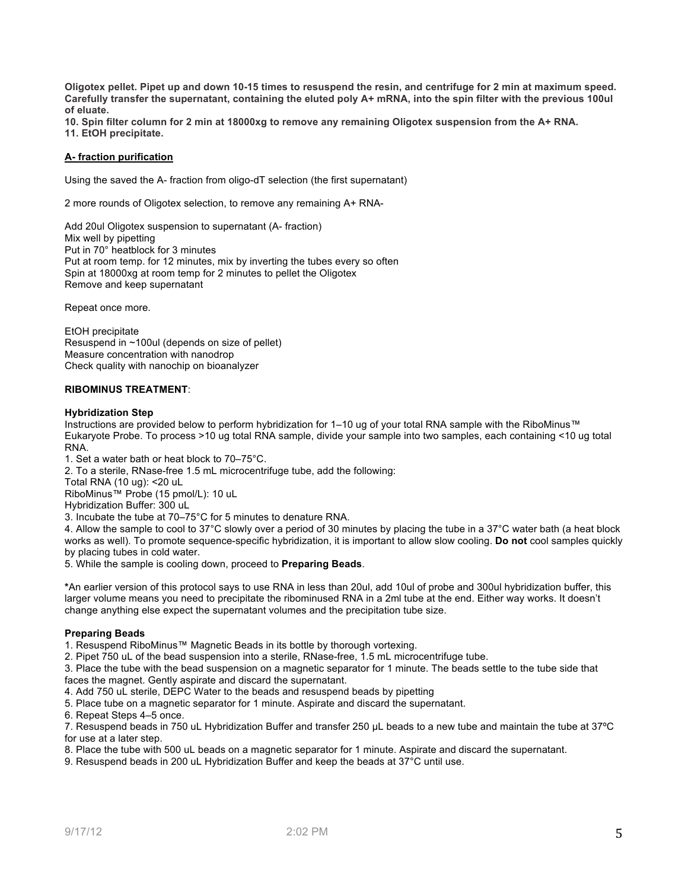**Oligotex pellet. Pipet up and down 10-15 times to resuspend the resin, and centrifuge for 2 min at maximum speed. Carefully transfer the supernatant, containing the eluted poly A+ mRNA, into the spin filter with the previous 100ul of eluate.**

**10. Spin filter column for 2 min at 18000xg to remove any remaining Oligotex suspension from the A+ RNA.**

**11. EtOH precipitate.**

**A- fraction purification**

Using the saved the A- fraction from oligo-dT selection (the first supernatant)

2 more rounds of Oligotex selection, to remove any remaining A+ RNA-

Add 20ul Oligotex suspension to supernatant (A- fraction)
Mix well by pipetting
Put in 70° heatblock for 3 minutes
Put at room temp. for 12 minutes, mix by inverting the tubes every so often
Spin at 18000xg at room temp for 2 minutes to pellet the Oligotex
Remove and keep supernatant

Repeat once more.

EtOH precipitate
Resuspend in ~100ul (depends on size of pellet)
Measure concentration with nanodrop
Check quality with nanochip on bioanalyzer

**RIBOMINUS TREATMENT**:

**Hybridization Step**

Instructions are provided below to perform hybridization for 1–10 ug of your total RNA sample with the RiboMinus™ Eukaryote Probe. To process >10 ug total RNA sample, divide your sample into two samples, each containing <10 ug total RNA.

1. Set a water bath or heat block to 70–75°C.
2. To a sterile, RNase-free 1.5 mL microcentrifuge tube, add the following:
Total RNA (10 ug): <20 uL
RiboMinus™ Probe (15 pmol/L): 10 uL
Hybridization Buffer: 300 uL
3. Incubate the tube at 70–75°C for 5 minutes to denature RNA.
4. Allow the sample to cool to 37°C slowly over a period of 30 minutes by placing the tube in a 37°C water bath (a heat block works as well). To promote sequence-specific hybridization, it is important to allow slow cooling. **Do not** cool samples quickly by placing tubes in cold water.
5. While the sample is cooling down, proceed to **Preparing Beads**.

**\***An earlier version of this protocol says to use RNA in less than 20ul, add 10ul of probe and 300ul hybridization buffer, this larger volume means you need to precipitate the ribominused RNA in a 2ml tube at the end. Either way works. It doesn't change anything else expect the supernatant volumes and the precipitation tube size.

**Preparing Beads**

1. Resuspend RiboMinus™ Magnetic Beads in its bottle by thorough vortexing.
2. Pipet 750 uL of the bead suspension into a sterile, RNase-free, 1.5 mL microcentrifuge tube.
3. Place the tube with the bead suspension on a magnetic separator for 1 minute. The beads settle to the tube side that faces the magnet. Gently aspirate and discard the supernatant.
4. Add 750 uL sterile, DEPC Water to the beads and resuspend beads by pipetting
5. Place tube on a magnetic separator for 1 minute. Aspirate and discard the supernatant.
6. Repeat Steps 4–5 once.
7. Resuspend beads in 750 uL Hybridization Buffer and transfer 250 µL beads to a new tube and maintain the tube at 37ºC for use at a later step.
8. Place the tube with 500 uL beads on a magnetic separator for 1 minute. Aspirate and discard the supernatant.
9. Resuspend beads in 200 uL Hybridization Buffer and keep the beads at 37°C until use.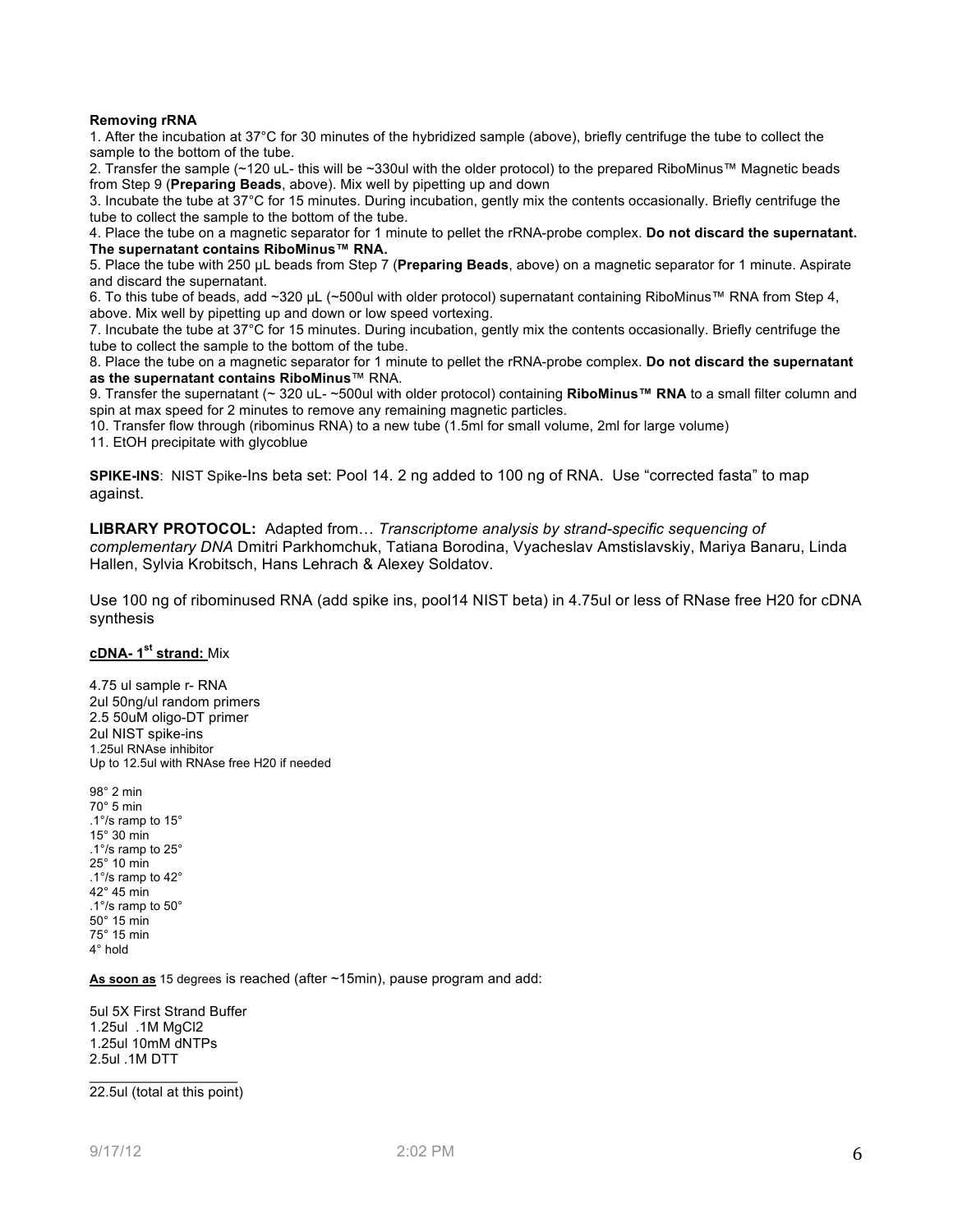**Removing rRNA**

1. After the incubation at 37°C for 30 minutes of the hybridized sample (above), briefly centrifuge the tube to collect the sample to the bottom of the tube.
2. Transfer the sample (~120 uL- this will be ~330ul with the older protocol) to the prepared RiboMinus™ Magnetic beads from Step 9 (**Preparing Beads**, above). Mix well by pipetting up and down
3. Incubate the tube at 37°C for 15 minutes. During incubation, gently mix the contents occasionally. Briefly centrifuge the tube to collect the sample to the bottom of the tube.
4. Place the tube on a magnetic separator for 1 minute to pellet the rRNA-probe complex. **Do not discard the supernatant. The supernatant contains RiboMinus™ RNA.**
5. Place the tube with 250 µL beads from Step 7 (**Preparing Beads**, above) on a magnetic separator for 1 minute. Aspirate and discard the supernatant.
6. To this tube of beads, add ~320 µL (~500ul with older protocol) supernatant containing RiboMinus™ RNA from Step 4, above. Mix well by pipetting up and down or low speed vortexing.
7. Incubate the tube at 37°C for 15 minutes. During incubation, gently mix the contents occasionally. Briefly centrifuge the tube to collect the sample to the bottom of the tube.
8. Place the tube on a magnetic separator for 1 minute to pellet the rRNA-probe complex. **Do not discard the supernatant as the supernatant contains RiboMinus**™ RNA.
9. Transfer the supernatant (~ 320 uL- ~500ul with older protocol) containing **RiboMinus™ RNA** to a small filter column and spin at max speed for 2 minutes to remove any remaining magnetic particles.
10. Transfer flow through (ribominus RNA) to a new tube (1.5ml for small volume, 2ml for large volume)
11. EtOH precipitate with glycoblue

**SPIKE-INS**: NIST Spike-Ins beta set: Pool 14. 2 ng added to 100 ng of RNA. Use "corrected fasta" to map against.

**LIBRARY PROTOCOL:** Adapted from… *Transcriptome analysis by strand-specific sequencing of complementary DNA* Dmitri Parkhomchuk, Tatiana Borodina, Vyacheslav Amstislavskiy, Mariya Banaru, Linda Hallen, Sylvia Krobitsch, Hans Lehrach & Alexey Soldatov.

Use 100 ng of ribominused RNA (add spike ins, pool14 NIST beta) in 4.75ul or less of RNase free H20 for cDNA synthesis

**cDNA- 1st strand:** Mix

4.75 ul sample r- RNA
2ul 50ng/ul random primers
2.5 50uM oligo-DT primer
2ul NIST spike-ins
1.25ul RNAse inhibitor
Up to 12.5ul with RNAse free H20 if needed

98° 2 min
70° 5 min
.1°/s ramp to 15°
15° 30 min
.1°/s ramp to 25°
25° 10 min
.1°/s ramp to 42°
42° 45 min
.1°/s ramp to 50°
50° 15 min
75° 15 min
4° hold

**As soon as** 15 degrees is reached (after ~15min), pause program and add:

5ul 5X First Strand Buffer
1.25ul .1M MgCl2
1.25ul 10mM dNTPs
2.5ul .1M DTT

22.5ul (total at this point)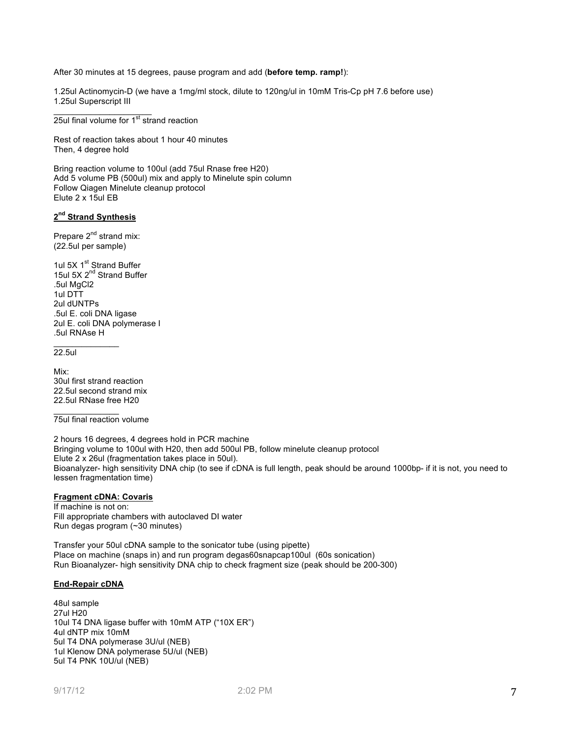After 30 minutes at 15 degrees, pause program and add (**before temp. ramp!**):

1.25ul Actinomycin-D (we have a 1mg/ml stock, dilute to 120ng/ul in 10mM Tris-Cp pH 7.6 before use)
1.25ul Superscript III
_____________________
25ul final volume for 1st strand reaction

Rest of reaction takes about 1 hour 40 minutes
Then, 4 degree hold

Bring reaction volume to 100ul (add 75ul Rnase free H20)
Add 5 volume PB (500ul) mix and apply to Minelute spin column
Follow Qiagen Minelute cleanup protocol
Elute 2 x 15ul EB

## 2nd Strand Synthesis

Prepare 2nd strand mix:
(22.5ul per sample)

1ul 5X 1st Strand Buffer
15ul 5X 2nd Strand Buffer
.5ul MgCl2
1ul DTT
2ul dUNTPs
.5ul E. coli DNA ligase
2ul E. coli DNA polymerase I
.5ul RNAse H
______________
22.5ul

Mix:
30ul first strand reaction
22.5ul second strand mix
22.5ul RNase free H20
______________
75ul final reaction volume

2 hours 16 degrees, 4 degrees hold in PCR machine
Bringing volume to 100ul with H20, then add 500ul PB, follow minelute cleanup protocol
Elute 2 x 26ul (fragmentation takes place in 50ul).
Bioanalyzer- high sensitivity DNA chip (to see if cDNA is full length, peak should be around 1000bp- if it is not, you need to lessen fragmentation time)

## Fragment cDNA: Covaris

If machine is not on:
Fill appropriate chambers with autoclaved DI water
Run degas program (~30 minutes)

Transfer your 50ul cDNA sample to the sonicator tube (using pipette)
Place on machine (snaps in) and run program degas60snapcap100ul (60s sonication)
Run Bioanalyzer- high sensitivity DNA chip to check fragment size (peak should be 200-300)

## End-Repair cDNA

48ul sample
27ul H20
10ul T4 DNA ligase buffer with 10mM ATP ("10X ER")
4ul dNTP mix 10mM
5ul T4 DNA polymerase 3U/ul (NEB)
1ul Klenow DNA polymerase 5U/ul (NEB)
5ul T4 PNK 10U/ul (NEB)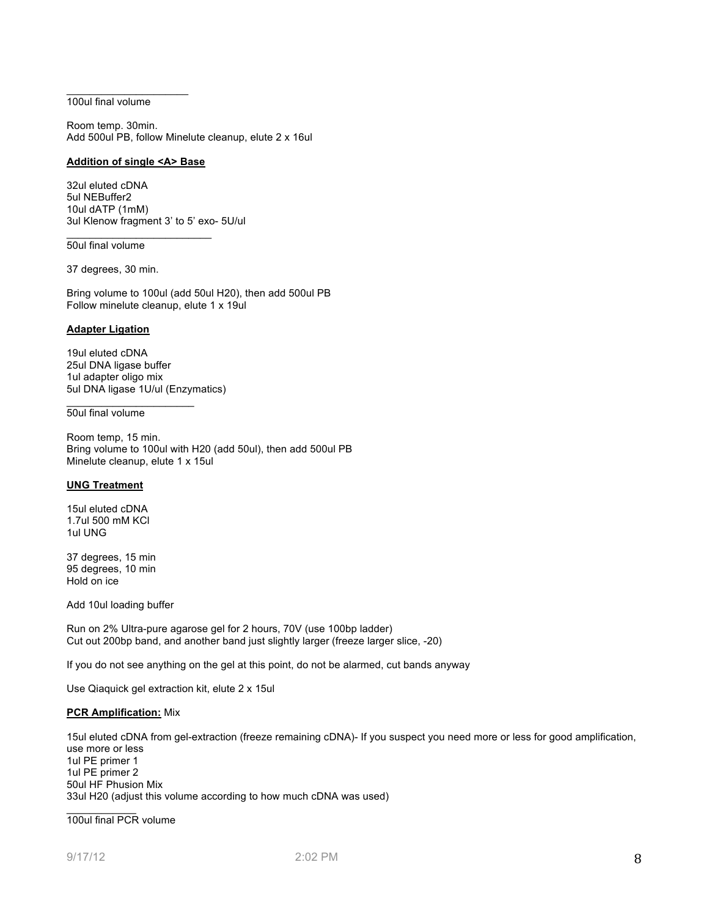\_\_\_\_\_\_\_\_\_\_\_\_\_\_\_\_\_\_\_\_\_\_
100ul final volume

Room temp. 30min.
Add 500ul PB, follow Minelute cleanup, elute 2 x 16ul

**Addition of single <A> Base**

32ul eluted cDNA
5ul NEBuffer2
10ul dATP (1mM)
3ul Klenow fragment 3' to 5' exo- 5U/ul
\_\_\_\_\_\_\_\_\_\_\_\_\_\_\_\_\_\_\_\_\_\_\_\_\_\_
50ul final volume

37 degrees, 30 min.

Bring volume to 100ul (add 50ul H20), then add 500ul PB
Follow minelute cleanup, elute 1 x 19ul

**Adapter Ligation**

19ul eluted cDNA
25ul DNA ligase buffer
1ul adapter oligo mix
5ul DNA ligase 1U/ul (Enzymatics)
\_\_\_\_\_\_\_\_\_\_\_\_\_\_\_\_\_\_\_\_\_\_\_
50ul final volume

Room temp, 15 min.
Bring volume to 100ul with H20 (add 50ul), then add 500ul PB
Minelute cleanup, elute 1 x 15ul

**UNG Treatment**

15ul eluted cDNA
1.7ul 500 mM KCl
1ul UNG

37 degrees, 15 min
95 degrees, 10 min
Hold on ice

Add 10ul loading buffer

Run on 2% Ultra-pure agarose gel for 2 hours, 70V (use 100bp ladder)
Cut out 200bp band, and another band just slightly larger (freeze larger slice, -20)

If you do not see anything on the gel at this point, do not be alarmed, cut bands anyway

Use Qiaquick gel extraction kit, elute 2 x 15ul

**PCR Amplification:** Mix

15ul eluted cDNA from gel-extraction (freeze remaining cDNA)- If you suspect you need more or less for good amplification, use more or less
1ul PE primer 1
1ul PE primer 2
50ul HF Phusion Mix
33ul H20 (adjust this volume according to how much cDNA was used)
\_\_\_\_\_\_\_\_\_\_\_\_\_
100ul final PCR volume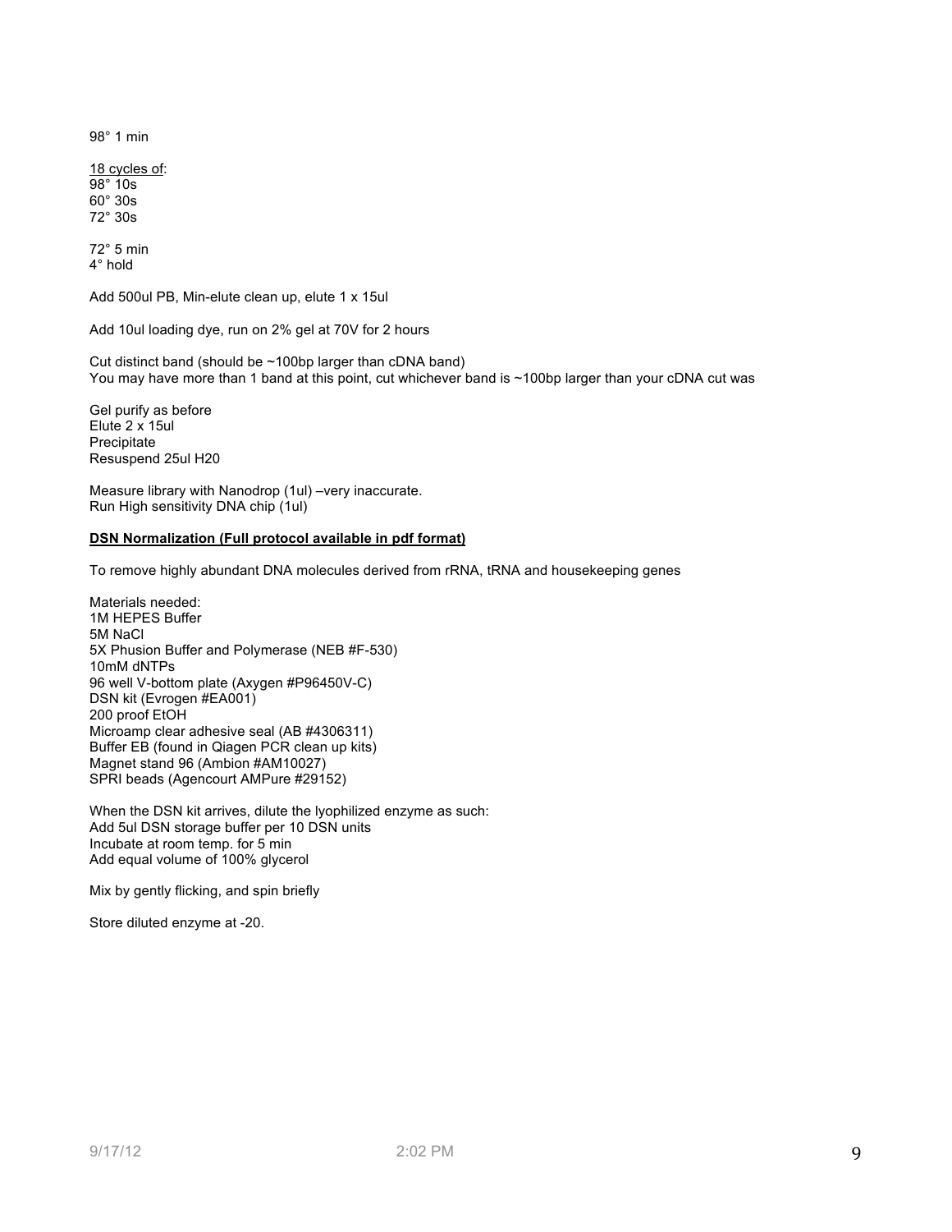98° 1 min

<u>18 cycles of</u>:
98° 10s
60° 30s
72° 30s

72° 5 min
4° hold

Add 500ul PB, Min-elute clean up, elute 1 x 15ul

Add 10ul loading dye, run on 2% gel at 70V for 2 hours

Cut distinct band (should be ~100bp larger than cDNA band)
You may have more than 1 band at this point, cut whichever band is ~100bp larger than your cDNA cut was

Gel purify as before
Elute 2 x 15ul
Precipitate
Resuspend 25ul H20

Measure library with Nanodrop (1ul) –very inaccurate.
Run High sensitivity DNA chip (1ul)

**<u>DSN Normalization (Full protocol available in pdf format)</u>**

To remove highly abundant DNA molecules derived from rRNA, tRNA and housekeeping genes

Materials needed:
1M HEPES Buffer
5M NaCl
5X Phusion Buffer and Polymerase (NEB #F-530)
10mM dNTPs
96 well V-bottom plate (Axygen #P96450V-C)
DSN kit (Evrogen #EA001)
200 proof EtOH
Microamp clear adhesive seal (AB #4306311)
Buffer EB (found in Qiagen PCR clean up kits)
Magnet stand 96 (Ambion #AM10027)
SPRI beads (Agencourt AMPure #29152)

When the DSN kit arrives, dilute the lyophilized enzyme as such:
Add 5ul DSN storage buffer per 10 DSN units
Incubate at room temp. for 5 min
Add equal volume of 100% glycerol

Mix by gently flicking, and spin briefly

Store diluted enzyme at -20.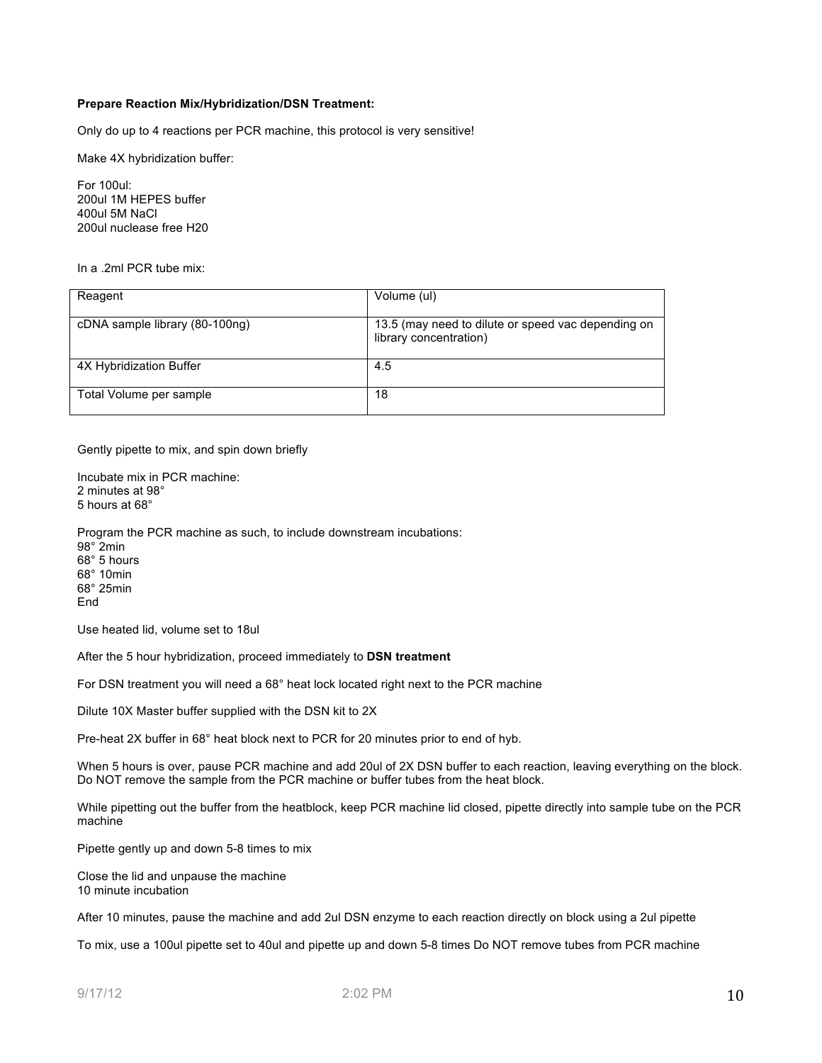**Prepare Reaction Mix/Hybridization/DSN Treatment:**

Only do up to 4 reactions per PCR machine, this protocol is very sensitive!

Make 4X hybridization buffer:

For 100ul:
200ul 1M HEPES buffer
400ul 5M NaCl
200ul nuclease free H20

In a .2ml PCR tube mix:

| Reagent | Volume (ul) |
|---|---|
| cDNA sample library (80-100ng) | 13.5 (may need to dilute or speed vac depending on library concentration) |
| 4X Hybridization Buffer | 4.5 |
| Total Volume per sample | 18 |

Gently pipette to mix, and spin down briefly

Incubate mix in PCR machine:
2 minutes at 98°
5 hours at 68°

Program the PCR machine as such, to include downstream incubations:
98° 2min
68° 5 hours
68° 10min
68° 25min
End

Use heated lid, volume set to 18ul

After the 5 hour hybridization, proceed immediately to **DSN treatment**

For DSN treatment you will need a 68° heat lock located right next to the PCR machine

Dilute 10X Master buffer supplied with the DSN kit to 2X

Pre-heat 2X buffer in 68° heat block next to PCR for 20 minutes prior to end of hyb.

When 5 hours is over, pause PCR machine and add 20ul of 2X DSN buffer to each reaction, leaving everything on the block. Do NOT remove the sample from the PCR machine or buffer tubes from the heat block.

While pipetting out the buffer from the heatblock, keep PCR machine lid closed, pipette directly into sample tube on the PCR machine

Pipette gently up and down 5-8 times to mix

Close the lid and unpause the machine
10 minute incubation

After 10 minutes, pause the machine and add 2ul DSN enzyme to each reaction directly on block using a 2ul pipette

To mix, use a 100ul pipette set to 40ul and pipette up and down 5-8 times Do NOT remove tubes from PCR machine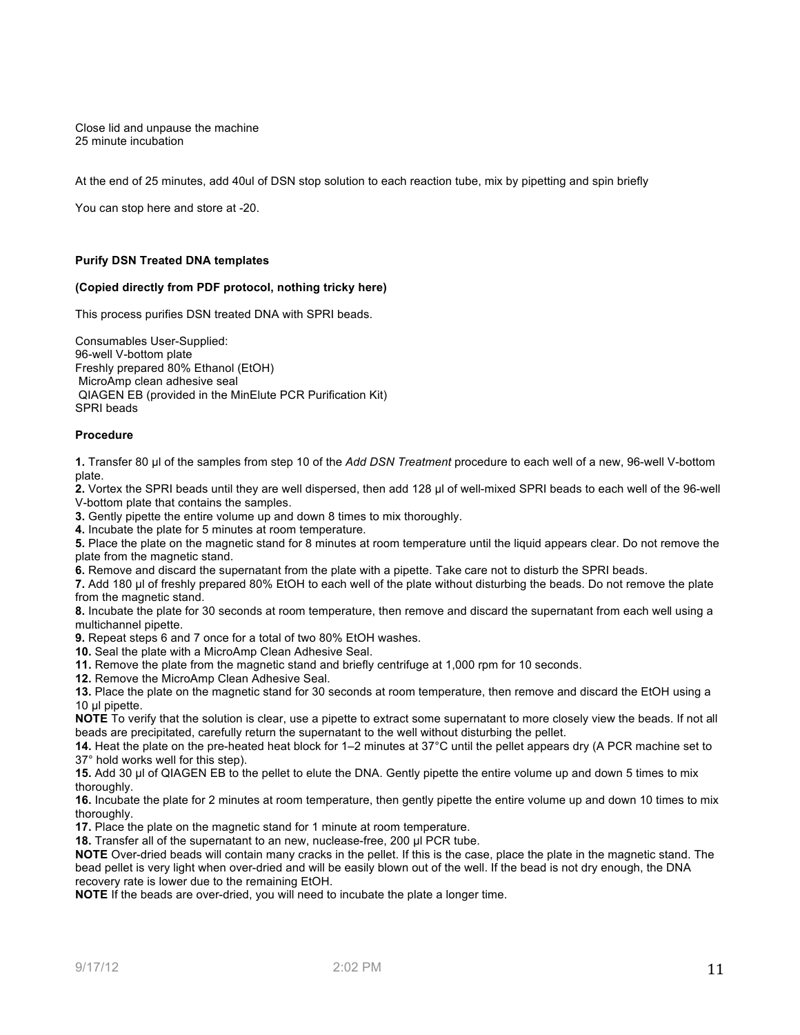Close lid and unpause the machine
25 minute incubation

At the end of 25 minutes, add 40ul of DSN stop solution to each reaction tube, mix by pipetting and spin briefly

You can stop here and store at -20.

**Purify DSN Treated DNA templates**

**(Copied directly from PDF protocol, nothing tricky here)**

This process purifies DSN treated DNA with SPRI beads.

Consumables User-Supplied:
96-well V-bottom plate
Freshly prepared 80% Ethanol (EtOH)
MicroAmp clean adhesive seal
QIAGEN EB (provided in the MinElute PCR Purification Kit)
SPRI beads

**Procedure**

**1.** Transfer 80 µl of the samples from step 10 of the *Add DSN Treatment* procedure to each well of a new, 96-well V-bottom plate.
**2.** Vortex the SPRI beads until they are well dispersed, then add 128 µl of well-mixed SPRI beads to each well of the 96-well V-bottom plate that contains the samples.
**3.** Gently pipette the entire volume up and down 8 times to mix thoroughly.
**4.** Incubate the plate for 5 minutes at room temperature.
**5.** Place the plate on the magnetic stand for 8 minutes at room temperature until the liquid appears clear. Do not remove the plate from the magnetic stand.
**6.** Remove and discard the supernatant from the plate with a pipette. Take care not to disturb the SPRI beads.
**7.** Add 180 µl of freshly prepared 80% EtOH to each well of the plate without disturbing the beads. Do not remove the plate from the magnetic stand.
**8.** Incubate the plate for 30 seconds at room temperature, then remove and discard the supernatant from each well using a multichannel pipette.
**9.** Repeat steps 6 and 7 once for a total of two 80% EtOH washes.
**10.** Seal the plate with a MicroAmp Clean Adhesive Seal.
**11.** Remove the plate from the magnetic stand and briefly centrifuge at 1,000 rpm for 10 seconds.
**12.** Remove the MicroAmp Clean Adhesive Seal.
**13.** Place the plate on the magnetic stand for 30 seconds at room temperature, then remove and discard the EtOH using a 10 µl pipette.
**NOTE** To verify that the solution is clear, use a pipette to extract some supernatant to more closely view the beads. If not all beads are precipitated, carefully return the supernatant to the well without disturbing the pellet.
**14.** Heat the plate on the pre-heated heat block for 1–2 minutes at 37°C until the pellet appears dry (A PCR machine set to 37° hold works well for this step).
**15.** Add 30 µl of QIAGEN EB to the pellet to elute the DNA. Gently pipette the entire volume up and down 5 times to mix thoroughly.
**16.** Incubate the plate for 2 minutes at room temperature, then gently pipette the entire volume up and down 10 times to mix thoroughly.
**17.** Place the plate on the magnetic stand for 1 minute at room temperature.
**18.** Transfer all of the supernatant to an new, nuclease-free, 200 µl PCR tube.
**NOTE** Over-dried beads will contain many cracks in the pellet. If this is the case, place the plate in the magnetic stand. The bead pellet is very light when over-dried and will be easily blown out of the well. If the bead is not dry enough, the DNA recovery rate is lower due to the remaining EtOH.
**NOTE** If the beads are over-dried, you will need to incubate the plate a longer time.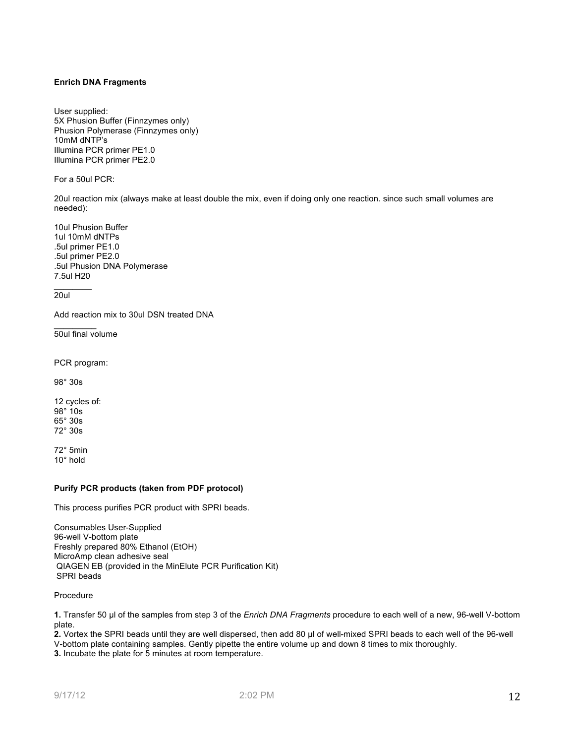**Enrich DNA Fragments**

User supplied:
5X Phusion Buffer (Finnzymes only)
Phusion Polymerase (Finnzymes only)
10mM dNTP's
Illumina PCR primer PE1.0
Illumina PCR primer PE2.0

For a 50ul PCR:

20ul reaction mix (always make at least double the mix, even if doing only one reaction. since such small volumes are needed):

10ul Phusion Buffer
1ul 10mM dNTPs
.5ul primer PE1.0
.5ul primer PE2.0
.5ul Phusion DNA Polymerase
7.5ul H20
________
20ul

Add reaction mix to 30ul DSN treated DNA
_________
50ul final volume

PCR program:

98° 30s

12 cycles of:
98° 10s
65° 30s
72° 30s

72° 5min
10° hold

**Purify PCR products (taken from PDF protocol)**

This process purifies PCR product with SPRI beads.

Consumables User-Supplied
96-well V-bottom plate
Freshly prepared 80% Ethanol (EtOH)
MicroAmp clean adhesive seal
QIAGEN EB (provided in the MinElute PCR Purification Kit)
SPRI beads

Procedure

**1.** Transfer 50 µl of the samples from step 3 of the *Enrich DNA Fragments* procedure to each well of a new, 96-well V-bottom plate.
**2.** Vortex the SPRI beads until they are well dispersed, then add 80 µl of well-mixed SPRI beads to each well of the 96-well V-bottom plate containing samples. Gently pipette the entire volume up and down 8 times to mix thoroughly.
**3.** Incubate the plate for 5 minutes at room temperature.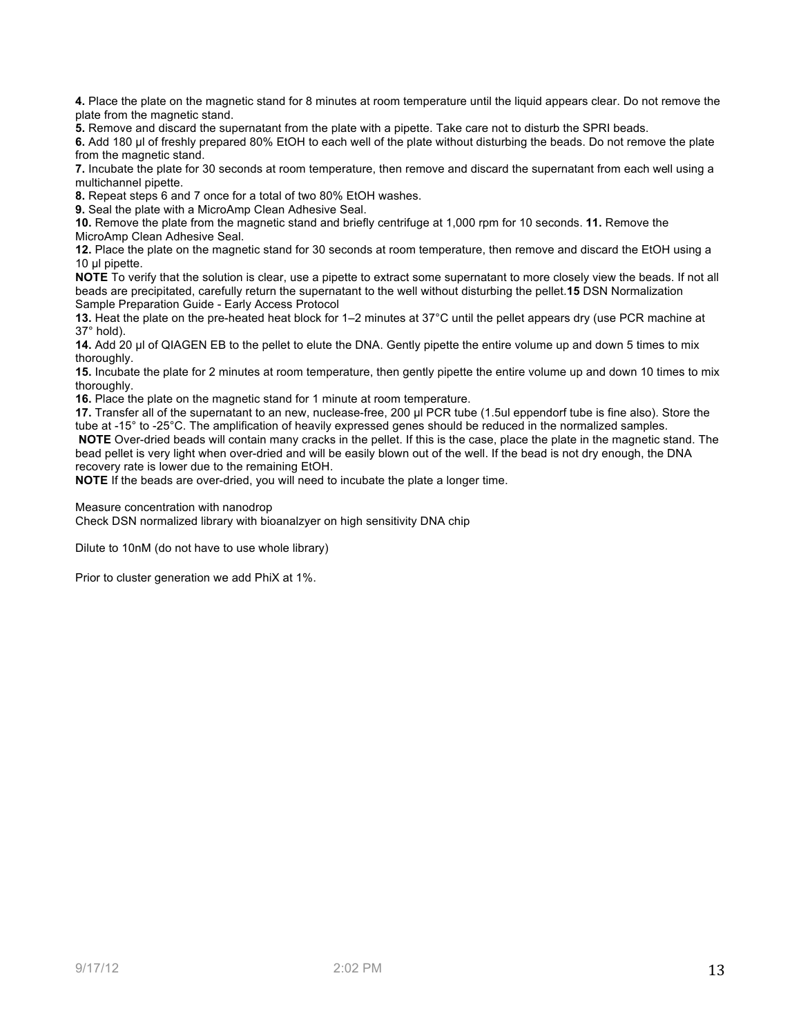**4.** Place the plate on the magnetic stand for 8 minutes at room temperature until the liquid appears clear. Do not remove the plate from the magnetic stand.

**5.** Remove and discard the supernatant from the plate with a pipette. Take care not to disturb the SPRI beads.

**6.** Add 180 µl of freshly prepared 80% EtOH to each well of the plate without disturbing the beads. Do not remove the plate from the magnetic stand.

**7.** Incubate the plate for 30 seconds at room temperature, then remove and discard the supernatant from each well using a multichannel pipette.

**8.** Repeat steps 6 and 7 once for a total of two 80% EtOH washes.

**9.** Seal the plate with a MicroAmp Clean Adhesive Seal.

**10.** Remove the plate from the magnetic stand and briefly centrifuge at 1,000 rpm for 10 seconds. **11.** Remove the MicroAmp Clean Adhesive Seal.

**12.** Place the plate on the magnetic stand for 30 seconds at room temperature, then remove and discard the EtOH using a 10 µl pipette.

**NOTE** To verify that the solution is clear, use a pipette to extract some supernatant to more closely view the beads. If not all beads are precipitated, carefully return the supernatant to the well without disturbing the pellet.**15** DSN Normalization Sample Preparation Guide - Early Access Protocol

**13.** Heat the plate on the pre-heated heat block for 1–2 minutes at 37°C until the pellet appears dry (use PCR machine at 37° hold).

**14.** Add 20 µl of QIAGEN EB to the pellet to elute the DNA. Gently pipette the entire volume up and down 5 times to mix thoroughly.

**15.** Incubate the plate for 2 minutes at room temperature, then gently pipette the entire volume up and down 10 times to mix thoroughly.

**16.** Place the plate on the magnetic stand for 1 minute at room temperature.

**17.** Transfer all of the supernatant to an new, nuclease-free, 200 µl PCR tube (1.5ul eppendorf tube is fine also). Store the tube at -15° to -25°C. The amplification of heavily expressed genes should be reduced in the normalized samples.

**NOTE** Over-dried beads will contain many cracks in the pellet. If this is the case, place the plate in the magnetic stand. The bead pellet is very light when over-dried and will be easily blown out of the well. If the bead is not dry enough, the DNA recovery rate is lower due to the remaining EtOH.

**NOTE** If the beads are over-dried, you will need to incubate the plate a longer time.

Measure concentration with nanodrop

Check DSN normalized library with bioanalzyer on high sensitivity DNA chip

Dilute to 10nM (do not have to use whole library)

Prior to cluster generation we add PhiX at 1%.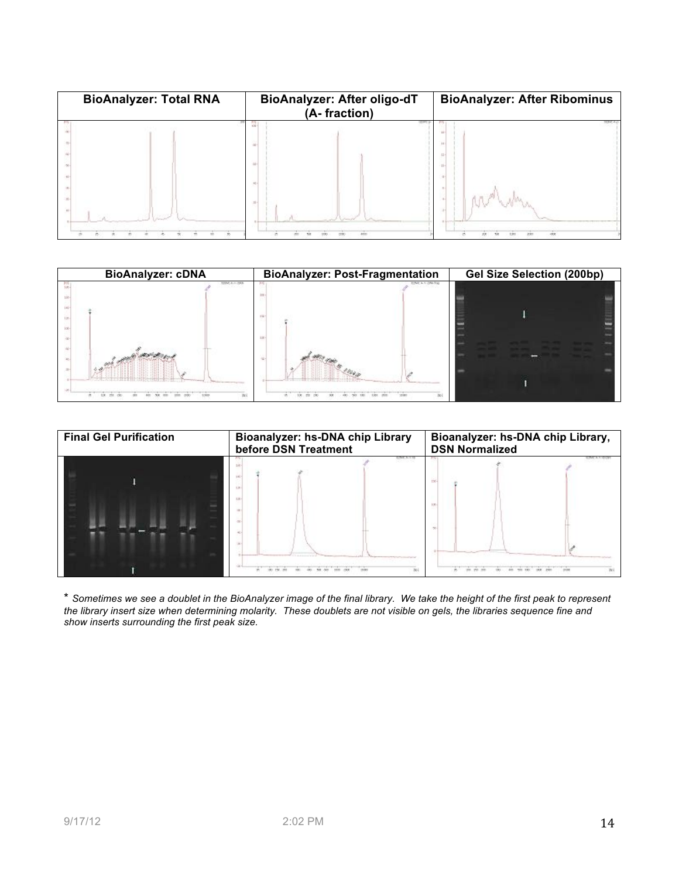| BioAnalyzer: Total RNA | BioAnalyzer: After oligo-dT (A- fraction) | BioAnalyzer: After Ribominus |
| --- | --- | --- |
| | | |

| BioAnalyzer: cDNA | BioAnalyzer: Post-Fragmentation | Gel Size Selection (200bp) |
| --- | --- | --- |
| | | |

| Final Gel Purification | Bioanalyzer: hs-DNA chip Library before DSN Treatment | Bioanalyzer: hs-DNA chip Library, DSN Normalized |
| --- | --- | --- |
| | | |

* *Sometimes we see a doublet in the BioAnalyzer image of the final library. We take the height of the first peak to represent the library insert size when determining molarity. These doublets are not visible on gels, the libraries sequence fine and show inserts surrounding the first peak size.*